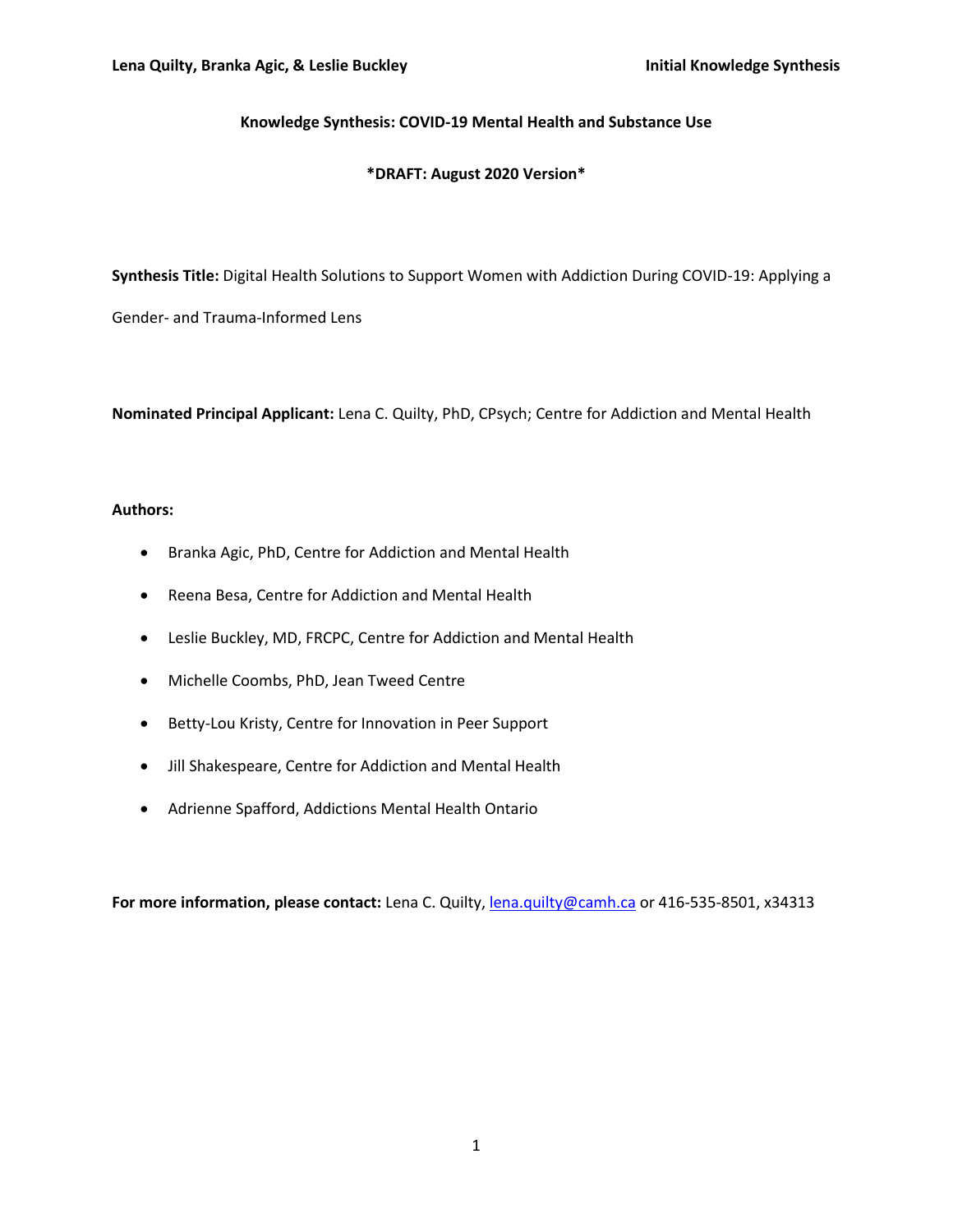**Knowledge Synthesis: COVID-19 Mental Health and Substance Use**

***DRAFT: August 2020 Version***

**Synthesis Title:** Digital Health Solutions to Support Women with Addiction During COVID-19: Applying a Gender- and Trauma-Informed Lens

**Nominated Principal Applicant:** Lena C. Quilty, PhD, CPsych; Centre for Addiction and Mental Health

**Authors:**

- Branka Agic, PhD, Centre for Addiction and Mental Health
- Reena Besa, Centre for Addiction and Mental Health
- Leslie Buckley, MD, FRCPC, Centre for Addiction and Mental Health
- Michelle Coombs, PhD, Jean Tweed Centre
- Betty-Lou Kristy, Centre for Innovation in Peer Support
- Jill Shakespeare, Centre for Addiction and Mental Health
- Adrienne Spafford, Addictions Mental Health Ontario

**For more information, please contact:** Lena C. Quilty, lena.quilty@camh.ca or 416-535-8501, x34313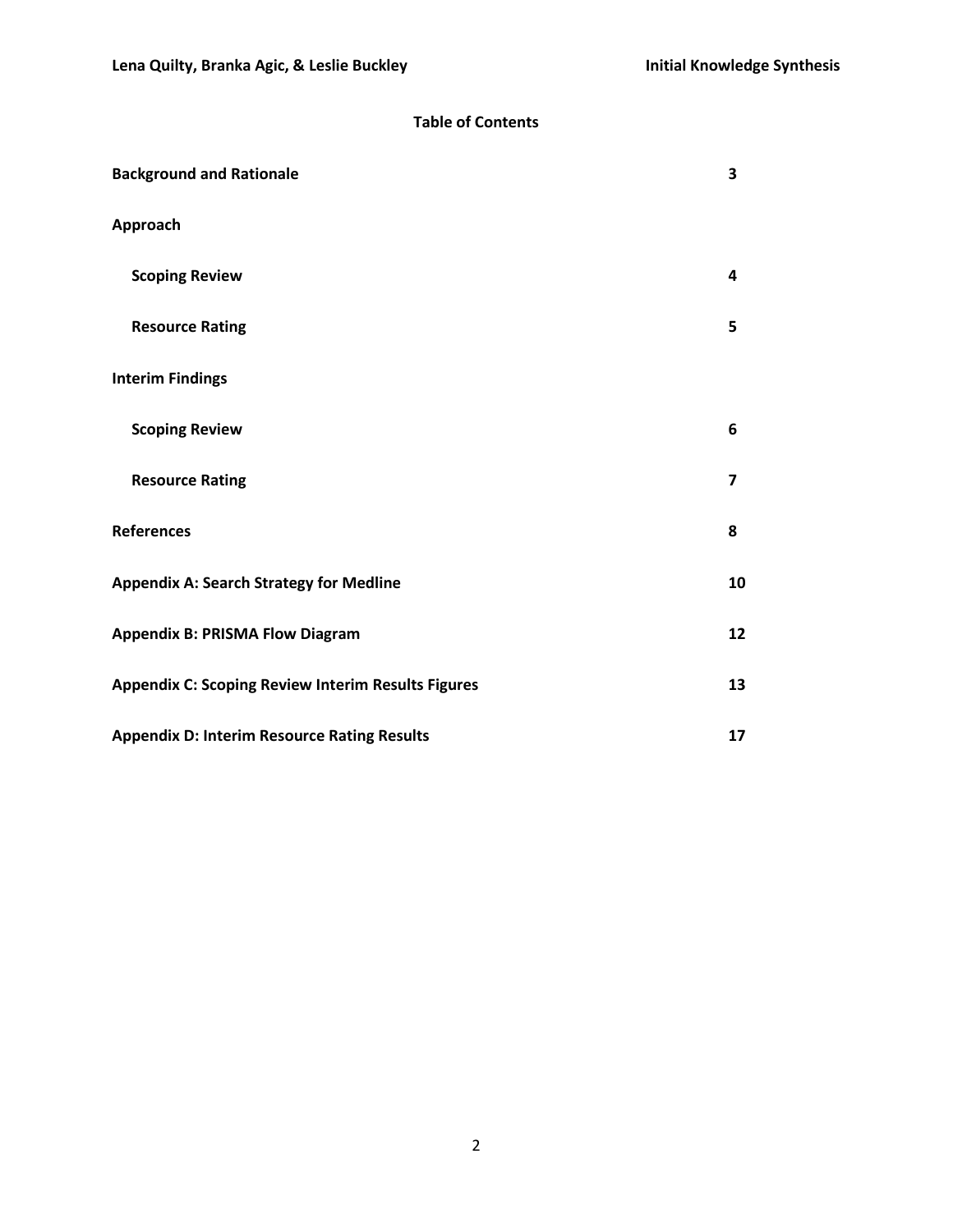**Table of Contents**

| | |
|---|---|
| **Background and Rationale** | **3** |
| **Approach** | |
| **Scoping Review** | **4** |
| **Resource Rating** | **5** |
| **Interim Findings** | |
| **Scoping Review** | **6** |
| **Resource Rating** | **7** |
| **References** | **8** |
| **Appendix A: Search Strategy for Medline** | **10** |
| **Appendix B: PRISMA Flow Diagram** | **12** |
| **Appendix C: Scoping Review Interim Results Figures** | **13** |
| **Appendix D: Interim Resource Rating Results** | **17** |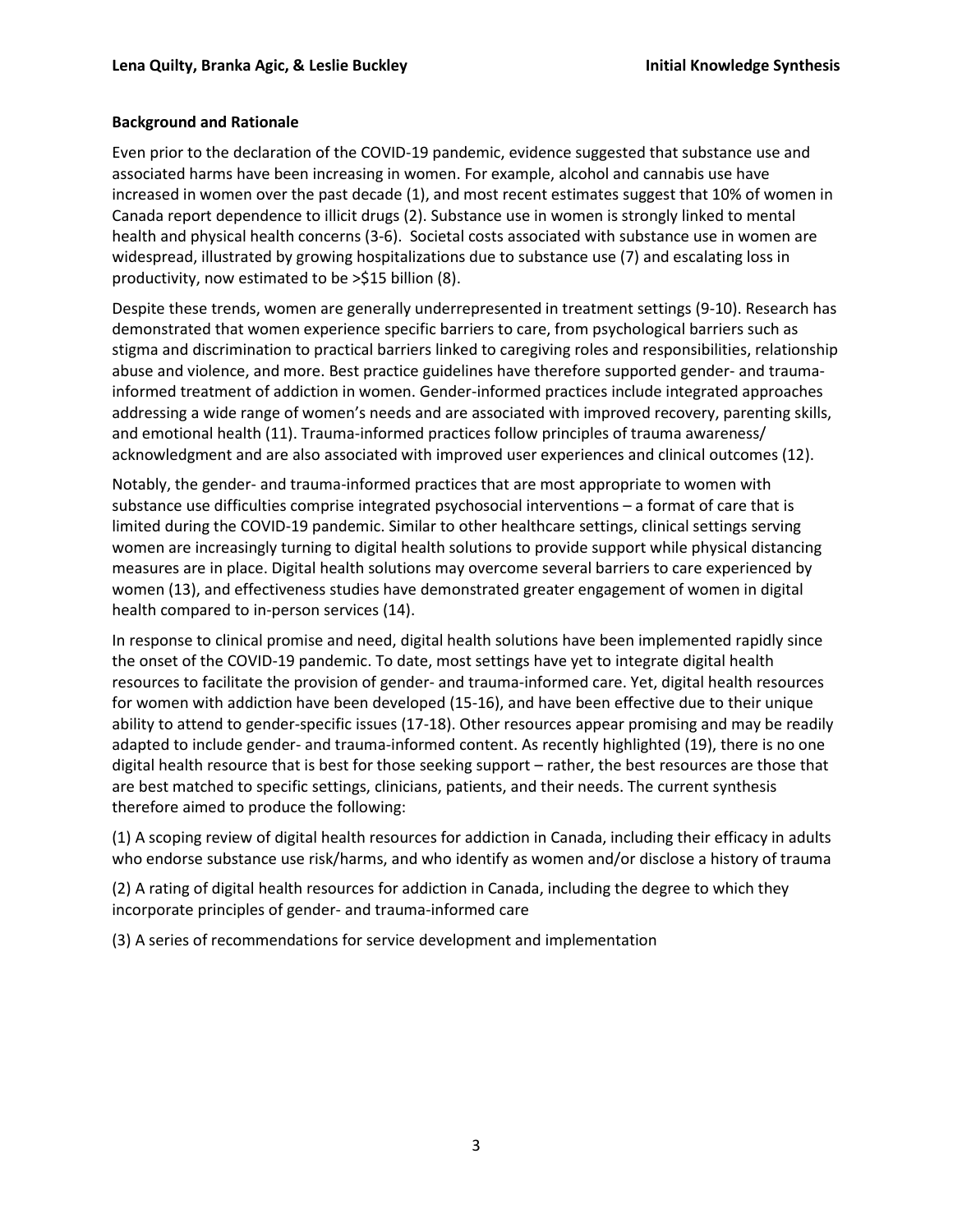**Background and Rationale**

Even prior to the declaration of the COVID-19 pandemic, evidence suggested that substance use and associated harms have been increasing in women. For example, alcohol and cannabis use have increased in women over the past decade (1), and most recent estimates suggest that 10% of women in Canada report dependence to illicit drugs (2). Substance use in women is strongly linked to mental health and physical health concerns (3-6). Societal costs associated with substance use in women are widespread, illustrated by growing hospitalizations due to substance use (7) and escalating loss in productivity, now estimated to be >$15 billion (8).

Despite these trends, women are generally underrepresented in treatment settings (9-10). Research has demonstrated that women experience specific barriers to care, from psychological barriers such as stigma and discrimination to practical barriers linked to caregiving roles and responsibilities, relationship abuse and violence, and more. Best practice guidelines have therefore supported gender- and trauma-informed treatment of addiction in women. Gender-informed practices include integrated approaches addressing a wide range of women's needs and are associated with improved recovery, parenting skills, and emotional health (11). Trauma-informed practices follow principles of trauma awareness/ acknowledgment and are also associated with improved user experiences and clinical outcomes (12).

Notably, the gender- and trauma-informed practices that are most appropriate to women with substance use difficulties comprise integrated psychosocial interventions – a format of care that is limited during the COVID-19 pandemic. Similar to other healthcare settings, clinical settings serving women are increasingly turning to digital health solutions to provide support while physical distancing measures are in place. Digital health solutions may overcome several barriers to care experienced by women (13), and effectiveness studies have demonstrated greater engagement of women in digital health compared to in-person services (14).

In response to clinical promise and need, digital health solutions have been implemented rapidly since the onset of the COVID-19 pandemic. To date, most settings have yet to integrate digital health resources to facilitate the provision of gender- and trauma-informed care. Yet, digital health resources for women with addiction have been developed (15-16), and have been effective due to their unique ability to attend to gender-specific issues (17-18). Other resources appear promising and may be readily adapted to include gender- and trauma-informed content. As recently highlighted (19), there is no one digital health resource that is best for those seeking support – rather, the best resources are those that are best matched to specific settings, clinicians, patients, and their needs. The current synthesis therefore aimed to produce the following:

(1) A scoping review of digital health resources for addiction in Canada, including their efficacy in adults who endorse substance use risk/harms, and who identify as women and/or disclose a history of trauma

(2) A rating of digital health resources for addiction in Canada, including the degree to which they incorporate principles of gender- and trauma-informed care

(3) A series of recommendations for service development and implementation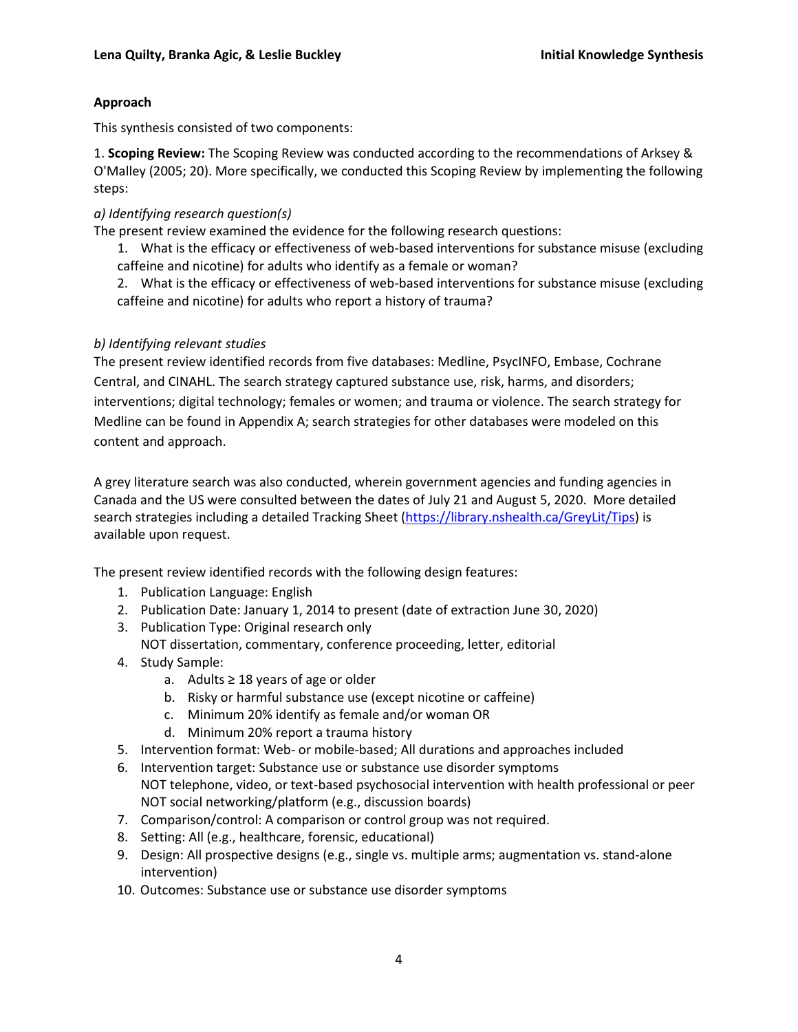**Approach**

This synthesis consisted of two components:

1. **Scoping Review:** The Scoping Review was conducted according to the recommendations of Arksey & O'Malley (2005; 20). More specifically, we conducted this Scoping Review by implementing the following steps:

*a) Identifying research question(s)*

The present review examined the evidence for the following research questions:

1. What is the efficacy or effectiveness of web-based interventions for substance misuse (excluding caffeine and nicotine) for adults who identify as a female or woman?
2. What is the efficacy or effectiveness of web-based interventions for substance misuse (excluding caffeine and nicotine) for adults who report a history of trauma?

*b) Identifying relevant studies*

The present review identified records from five databases: Medline, PsycINFO, Embase, Cochrane Central, and CINAHL. The search strategy captured substance use, risk, harms, and disorders; interventions; digital technology; females or women; and trauma or violence. The search strategy for Medline can be found in Appendix A; search strategies for other databases were modeled on this content and approach.

A grey literature search was also conducted, wherein government agencies and funding agencies in Canada and the US were consulted between the dates of July 21 and August 5, 2020. More detailed search strategies including a detailed Tracking Sheet (https://library.nshealth.ca/GreyLit/Tips) is available upon request.

The present review identified records with the following design features:

1. Publication Language: English
2. Publication Date: January 1, 2014 to present (date of extraction June 30, 2020)
3. Publication Type: Original research only
   NOT dissertation, commentary, conference proceeding, letter, editorial
4. Study Sample:
   a. Adults ≥ 18 years of age or older
   b. Risky or harmful substance use (except nicotine or caffeine)
   c. Minimum 20% identify as female and/or woman OR
   d. Minimum 20% report a trauma history
5. Intervention format: Web- or mobile-based; All durations and approaches included
6. Intervention target: Substance use or substance use disorder symptoms
   NOT telephone, video, or text-based psychosocial intervention with health professional or peer
   NOT social networking/platform (e.g., discussion boards)
7. Comparison/control: A comparison or control group was not required.
8. Setting: All (e.g., healthcare, forensic, educational)
9. Design: All prospective designs (e.g., single vs. multiple arms; augmentation vs. stand-alone intervention)
10. Outcomes: Substance use or substance use disorder symptoms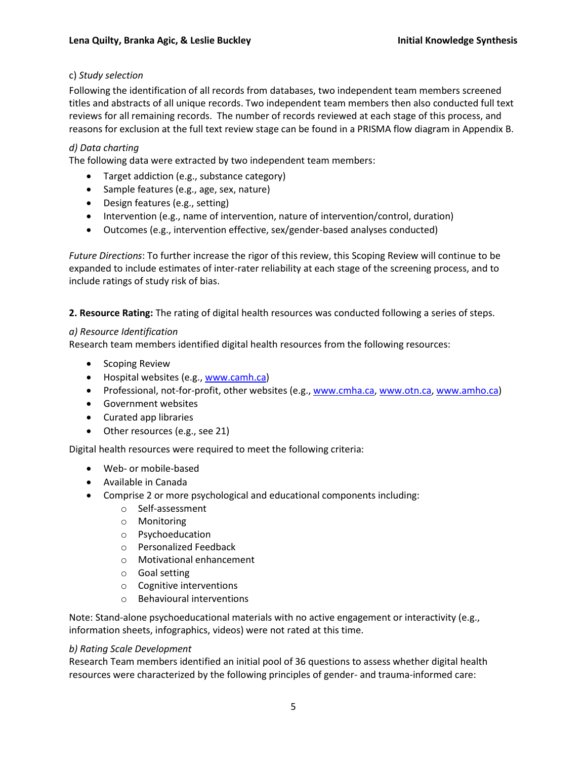c) *Study selection*

Following the identification of all records from databases, two independent team members screened titles and abstracts of all unique records. Two independent team members then also conducted full text reviews for all remaining records. The number of records reviewed at each stage of this process, and reasons for exclusion at the full text review stage can be found in a PRISMA flow diagram in Appendix B.

*d) Data charting*

The following data were extracted by two independent team members:

- Target addiction (e.g., substance category)
- Sample features (e.g., age, sex, nature)
- Design features (e.g., setting)
- Intervention (e.g., name of intervention, nature of intervention/control, duration)
- Outcomes (e.g., intervention effective, sex/gender-based analyses conducted)

*Future Directions*: To further increase the rigor of this review, this Scoping Review will continue to be expanded to include estimates of inter-rater reliability at each stage of the screening process, and to include ratings of study risk of bias.

**2. Resource Rating:** The rating of digital health resources was conducted following a series of steps.

*a) Resource Identification*

Research team members identified digital health resources from the following resources:

- Scoping Review
- Hospital websites (e.g., www.camh.ca)
- Professional, not-for-profit, other websites (e.g., www.cmha.ca, www.otn.ca, www.amho.ca)
- Government websites
- Curated app libraries
- Other resources (e.g., see 21)

Digital health resources were required to meet the following criteria:

- Web- or mobile-based
- Available in Canada
- Comprise 2 or more psychological and educational components including:
  - Self-assessment
  - Monitoring
  - Psychoeducation
  - Personalized Feedback
  - Motivational enhancement
  - Goal setting
  - Cognitive interventions
  - Behavioural interventions

Note: Stand-alone psychoeducational materials with no active engagement or interactivity (e.g., information sheets, infographics, videos) were not rated at this time.

*b) Rating Scale Development*

Research Team members identified an initial pool of 36 questions to assess whether digital health resources were characterized by the following principles of gender- and trauma-informed care: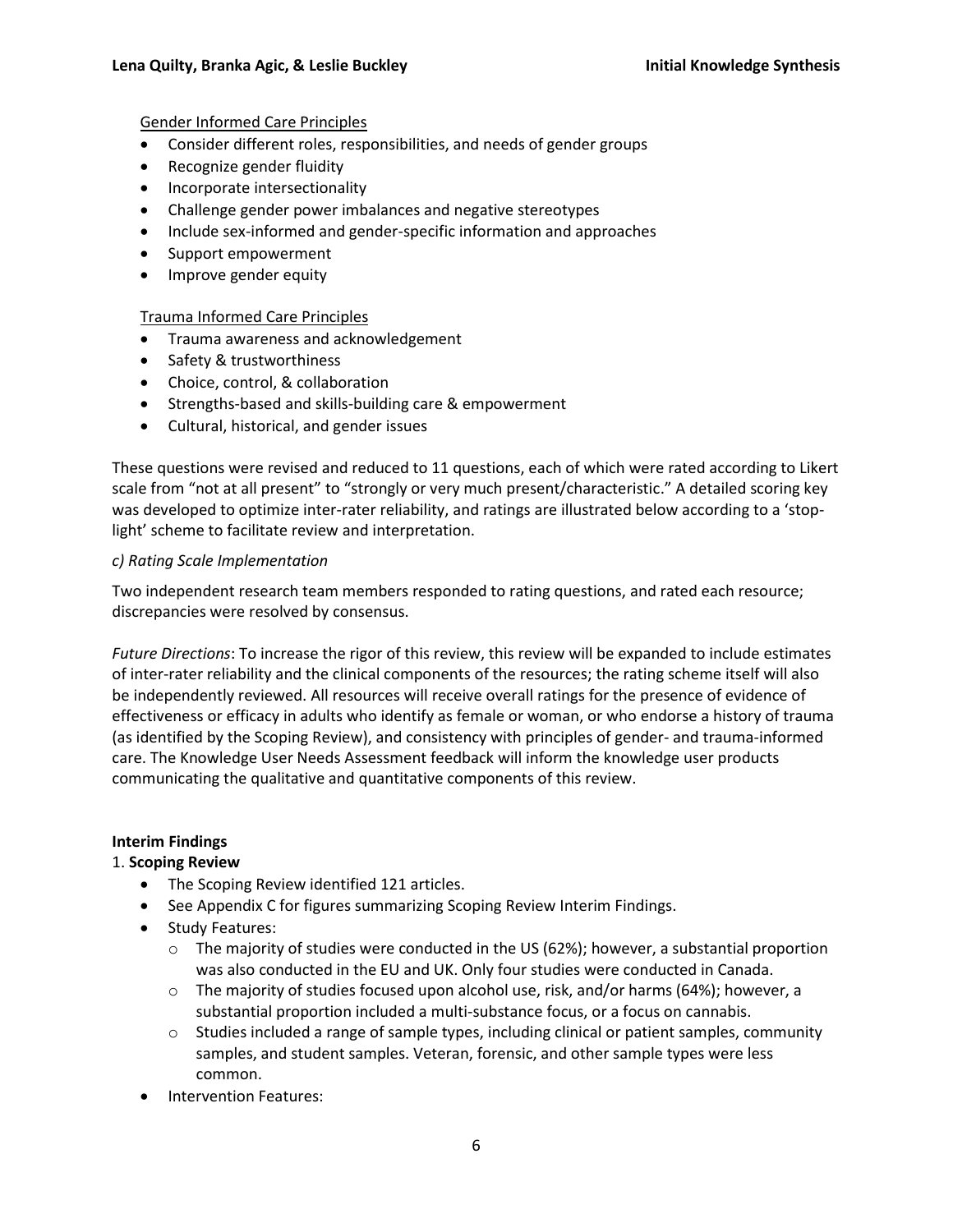Gender Informed Care Principles

- Consider different roles, responsibilities, and needs of gender groups
- Recognize gender fluidity
- Incorporate intersectionality
- Challenge gender power imbalances and negative stereotypes
- Include sex-informed and gender-specific information and approaches
- Support empowerment
- Improve gender equity

Trauma Informed Care Principles

- Trauma awareness and acknowledgement
- Safety & trustworthiness
- Choice, control, & collaboration
- Strengths-based and skills-building care & empowerment
- Cultural, historical, and gender issues

These questions were revised and reduced to 11 questions, each of which were rated according to Likert scale from "not at all present" to "strongly or very much present/characteristic." A detailed scoring key was developed to optimize inter-rater reliability, and ratings are illustrated below according to a 'stop-light' scheme to facilitate review and interpretation.

*c) Rating Scale Implementation*

Two independent research team members responded to rating questions, and rated each resource; discrepancies were resolved by consensus.

*Future Directions*: To increase the rigor of this review, this review will be expanded to include estimates of inter-rater reliability and the clinical components of the resources; the rating scheme itself will also be independently reviewed. All resources will receive overall ratings for the presence of evidence of effectiveness or efficacy in adults who identify as female or woman, or who endorse a history of trauma (as identified by the Scoping Review), and consistency with principles of gender- and trauma-informed care. The Knowledge User Needs Assessment feedback will inform the knowledge user products communicating the qualitative and quantitative components of this review.

**Interim Findings**

1. **Scoping Review**

- The Scoping Review identified 121 articles.
- See Appendix C for figures summarizing Scoping Review Interim Findings.
- Study Features:
  - The majority of studies were conducted in the US (62%); however, a substantial proportion was also conducted in the EU and UK. Only four studies were conducted in Canada.
  - The majority of studies focused upon alcohol use, risk, and/or harms (64%); however, a substantial proportion included a multi-substance focus, or a focus on cannabis.
  - Studies included a range of sample types, including clinical or patient samples, community samples, and student samples. Veteran, forensic, and other sample types were less common.
- Intervention Features: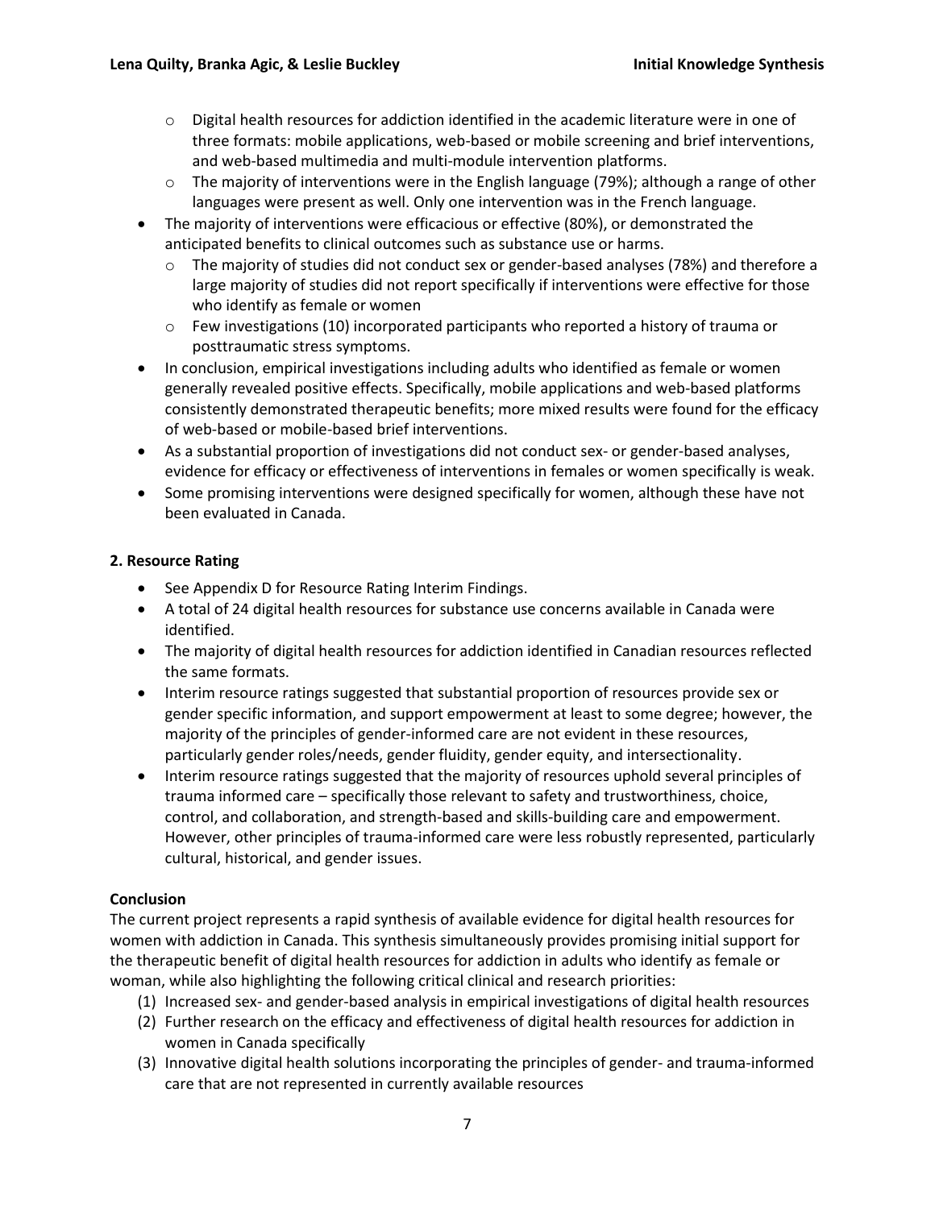- Digital health resources for addiction identified in the academic literature were in one of three formats: mobile applications, web-based or mobile screening and brief interventions, and web-based multimedia and multi-module intervention platforms.
  - The majority of interventions were in the English language (79%); although a range of other languages were present as well. Only one intervention was in the French language.
- The majority of interventions were efficacious or effective (80%), or demonstrated the anticipated benefits to clinical outcomes such as substance use or harms.
  - The majority of studies did not conduct sex or gender-based analyses (78%) and therefore a large majority of studies did not report specifically if interventions were effective for those who identify as female or women
  - Few investigations (10) incorporated participants who reported a history of trauma or posttraumatic stress symptoms.
- In conclusion, empirical investigations including adults who identified as female or women generally revealed positive effects. Specifically, mobile applications and web-based platforms consistently demonstrated therapeutic benefits; more mixed results were found for the efficacy of web-based or mobile-based brief interventions.
- As a substantial proportion of investigations did not conduct sex- or gender-based analyses, evidence for efficacy or effectiveness of interventions in females or women specifically is weak.
- Some promising interventions were designed specifically for women, although these have not been evaluated in Canada.

### 2. Resource Rating

- See Appendix D for Resource Rating Interim Findings.
- A total of 24 digital health resources for substance use concerns available in Canada were identified.
- The majority of digital health resources for addiction identified in Canadian resources reflected the same formats.
- Interim resource ratings suggested that substantial proportion of resources provide sex or gender specific information, and support empowerment at least to some degree; however, the majority of the principles of gender-informed care are not evident in these resources, particularly gender roles/needs, gender fluidity, gender equity, and intersectionality.
- Interim resource ratings suggested that the majority of resources uphold several principles of trauma informed care – specifically those relevant to safety and trustworthiness, choice, control, and collaboration, and strength-based and skills-building care and empowerment. However, other principles of trauma-informed care were less robustly represented, particularly cultural, historical, and gender issues.

### Conclusion

The current project represents a rapid synthesis of available evidence for digital health resources for women with addiction in Canada. This synthesis simultaneously provides promising initial support for the therapeutic benefit of digital health resources for addiction in adults who identify as female or woman, while also highlighting the following critical clinical and research priorities:

(1) Increased sex- and gender-based analysis in empirical investigations of digital health resources
(2) Further research on the efficacy and effectiveness of digital health resources for addiction in women in Canada specifically
(3) Innovative digital health solutions incorporating the principles of gender- and trauma-informed care that are not represented in currently available resources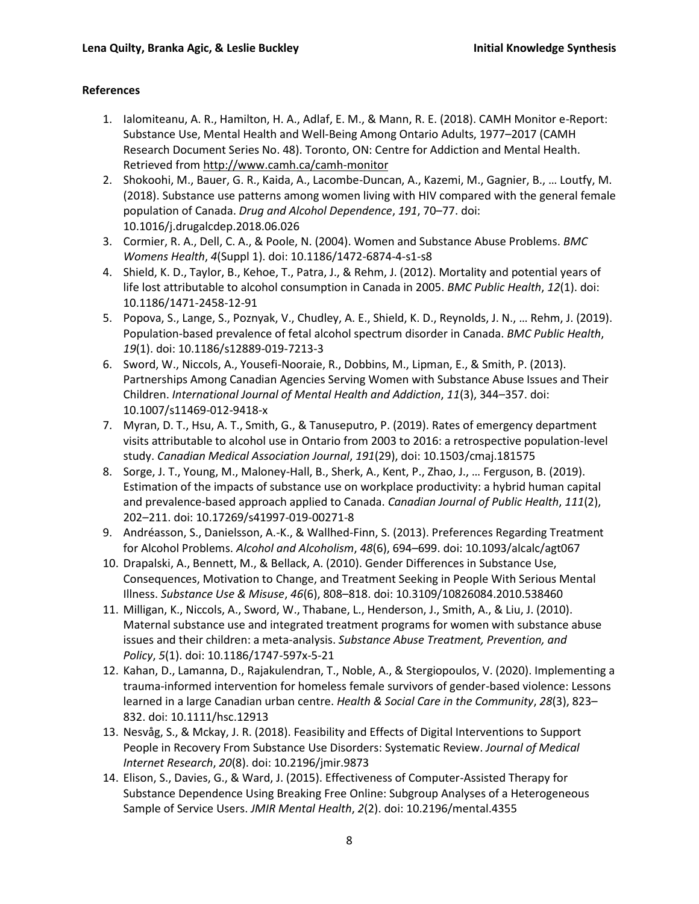## References

1. Ialomiteanu, A. R., Hamilton, H. A., Adlaf, E. M., & Mann, R. E. (2018). CAMH Monitor e-Report: Substance Use, Mental Health and Well-Being Among Ontario Adults, 1977–2017 (CAMH Research Document Series No. 48). Toronto, ON: Centre for Addiction and Mental Health. Retrieved from http://www.camh.ca/camh-monitor
2. Shokoohi, M., Bauer, G. R., Kaida, A., Lacombe-Duncan, A., Kazemi, M., Gagnier, B., … Loutfy, M. (2018). Substance use patterns among women living with HIV compared with the general female population of Canada. *Drug and Alcohol Dependence*, *191*, 70–77. doi: 10.1016/j.drugalcdep.2018.06.026
3. Cormier, R. A., Dell, C. A., & Poole, N. (2004). Women and Substance Abuse Problems. *BMC Womens Health*, *4*(Suppl 1). doi: 10.1186/1472-6874-4-s1-s8
4. Shield, K. D., Taylor, B., Kehoe, T., Patra, J., & Rehm, J. (2012). Mortality and potential years of life lost attributable to alcohol consumption in Canada in 2005. *BMC Public Health*, *12*(1). doi: 10.1186/1471-2458-12-91
5. Popova, S., Lange, S., Poznyak, V., Chudley, A. E., Shield, K. D., Reynolds, J. N., … Rehm, J. (2019). Population-based prevalence of fetal alcohol spectrum disorder in Canada. *BMC Public Health*, *19*(1). doi: 10.1186/s12889-019-7213-3
6. Sword, W., Niccols, A., Yousefi-Nooraie, R., Dobbins, M., Lipman, E., & Smith, P. (2013). Partnerships Among Canadian Agencies Serving Women with Substance Abuse Issues and Their Children. *International Journal of Mental Health and Addiction*, *11*(3), 344–357. doi: 10.1007/s11469-012-9418-x
7. Myran, D. T., Hsu, A. T., Smith, G., & Tanuseputro, P. (2019). Rates of emergency department visits attributable to alcohol use in Ontario from 2003 to 2016: a retrospective population-level study. *Canadian Medical Association Journal*, *191*(29), doi: 10.1503/cmaj.181575
8. Sorge, J. T., Young, M., Maloney-Hall, B., Sherk, A., Kent, P., Zhao, J., … Ferguson, B. (2019). Estimation of the impacts of substance use on workplace productivity: a hybrid human capital and prevalence-based approach applied to Canada. *Canadian Journal of Public Health*, *111*(2), 202–211. doi: 10.17269/s41997-019-00271-8
9. Andréasson, S., Danielsson, A.-K., & Wallhed-Finn, S. (2013). Preferences Regarding Treatment for Alcohol Problems. *Alcohol and Alcoholism*, *48*(6), 694–699. doi: 10.1093/alcalc/agt067
10. Drapalski, A., Bennett, M., & Bellack, A. (2010). Gender Differences in Substance Use, Consequences, Motivation to Change, and Treatment Seeking in People With Serious Mental Illness. *Substance Use & Misuse*, *46*(6), 808–818. doi: 10.3109/10826084.2010.538460
11. Milligan, K., Niccols, A., Sword, W., Thabane, L., Henderson, J., Smith, A., & Liu, J. (2010). Maternal substance use and integrated treatment programs for women with substance abuse issues and their children: a meta-analysis. *Substance Abuse Treatment, Prevention, and Policy*, *5*(1). doi: 10.1186/1747-597x-5-21
12. Kahan, D., Lamanna, D., Rajakulendran, T., Noble, A., & Stergiopoulos, V. (2020). Implementing a trauma-informed intervention for homeless female survivors of gender-based violence: Lessons learned in a large Canadian urban centre. *Health & Social Care in the Community*, *28*(3), 823–832. doi: 10.1111/hsc.12913
13. Nesvåg, S., & Mckay, J. R. (2018). Feasibility and Effects of Digital Interventions to Support People in Recovery From Substance Use Disorders: Systematic Review. *Journal of Medical Internet Research*, *20*(8). doi: 10.2196/jmir.9873
14. Elison, S., Davies, G., & Ward, J. (2015). Effectiveness of Computer-Assisted Therapy for Substance Dependence Using Breaking Free Online: Subgroup Analyses of a Heterogeneous Sample of Service Users. *JMIR Mental Health*, *2*(2). doi: 10.2196/mental.4355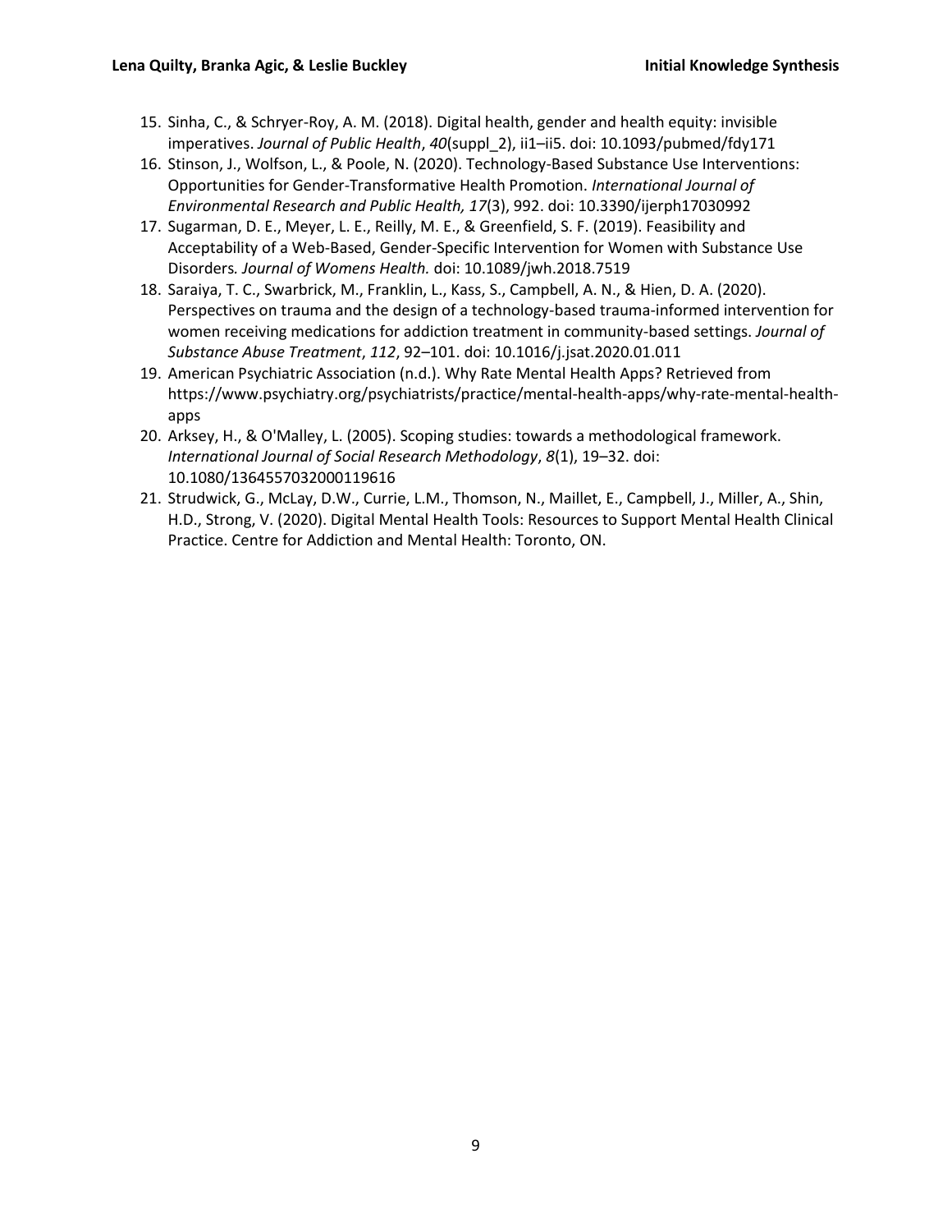15. Sinha, C., & Schryer-Roy, A. M. (2018). Digital health, gender and health equity: invisible imperatives. *Journal of Public Health*, *40*(suppl_2), ii1–ii5. doi: 10.1093/pubmed/fdy171
16. Stinson, J., Wolfson, L., & Poole, N. (2020). Technology-Based Substance Use Interventions: Opportunities for Gender-Transformative Health Promotion. *International Journal of Environmental Research and Public Health, 17*(3), 992. doi: 10.3390/ijerph17030992
17. Sugarman, D. E., Meyer, L. E., Reilly, M. E., & Greenfield, S. F. (2019). Feasibility and Acceptability of a Web-Based, Gender-Specific Intervention for Women with Substance Use Disorders. *Journal of Womens Health.* doi: 10.1089/jwh.2018.7519
18. Saraiya, T. C., Swarbrick, M., Franklin, L., Kass, S., Campbell, A. N., & Hien, D. A. (2020). Perspectives on trauma and the design of a technology-based trauma-informed intervention for women receiving medications for addiction treatment in community-based settings. *Journal of Substance Abuse Treatment*, *112*, 92–101. doi: 10.1016/j.jsat.2020.01.011
19. American Psychiatric Association (n.d.). Why Rate Mental Health Apps? Retrieved from https://www.psychiatry.org/psychiatrists/practice/mental-health-apps/why-rate-mental-health-apps
20. Arksey, H., & O'Malley, L. (2005). Scoping studies: towards a methodological framework. *International Journal of Social Research Methodology*, *8*(1), 19–32. doi: 10.1080/1364557032000119616
21. Strudwick, G., McLay, D.W., Currie, L.M., Thomson, N., Maillet, E., Campbell, J., Miller, A., Shin, H.D., Strong, V. (2020). Digital Mental Health Tools: Resources to Support Mental Health Clinical Practice. Centre for Addiction and Mental Health: Toronto, ON.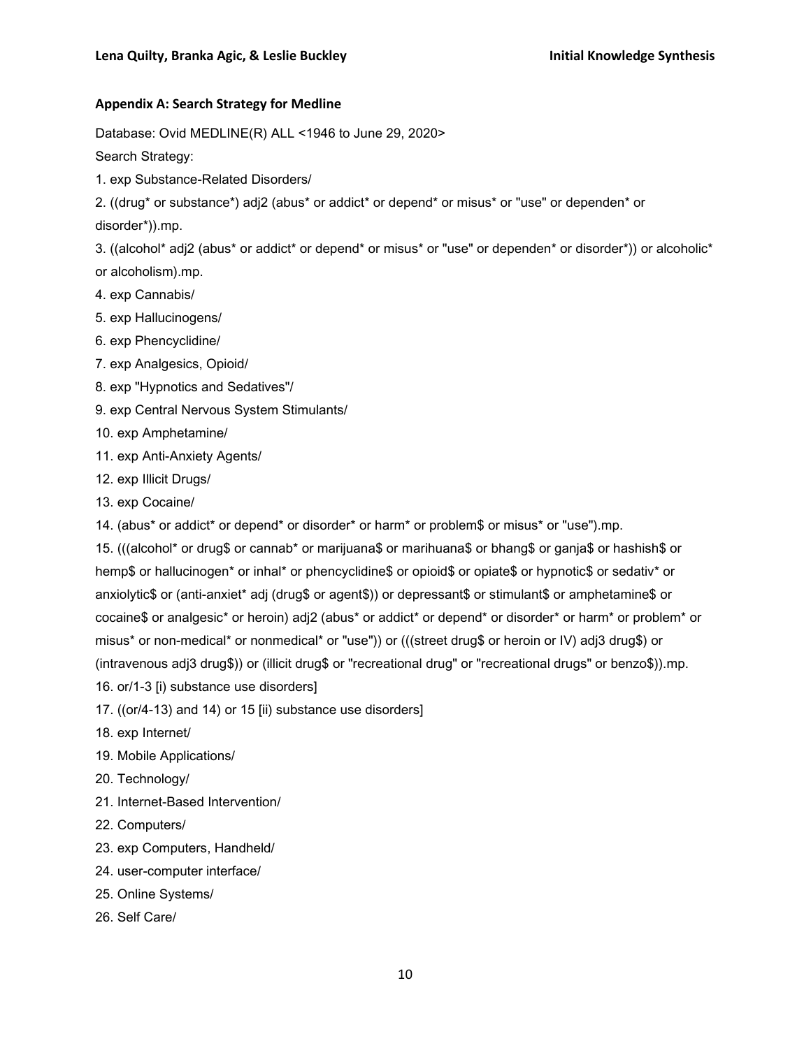### Appendix A: Search Strategy for Medline

Database: Ovid MEDLINE(R) ALL <1946 to June 29, 2020>

Search Strategy:

1. exp Substance-Related Disorders/
2. ((drug* or substance*) adj2 (abus* or addict* or depend* or misus* or "use" or dependen* or disorder*)).mp.
3. ((alcohol* adj2 (abus* or addict* or depend* or misus* or "use" or dependen* or disorder*)) or alcoholic* or alcoholism).mp.
4. exp Cannabis/
5. exp Hallucinogens/
6. exp Phencyclidine/
7. exp Analgesics, Opioid/
8. exp "Hypnotics and Sedatives"/
9. exp Central Nervous System Stimulants/
10. exp Amphetamine/
11. exp Anti-Anxiety Agents/
12. exp Illicit Drugs/
13. exp Cocaine/
14. (abus* or addict* or depend* or disorder* or harm* or problem$ or misus* or "use").mp.
15. (((alcohol* or drug$ or cannab* or marijuana$ or marihuana$ or bhang$ or ganja$ or hashish$ or hemp$ or hallucinogen* or inhal* or phencyclidine$ or opioid$ or opiate$ or hypnotic$ or sedativ* or anxiolytic$ or (anti-anxiet* adj (drug$ or agent$)) or depressant$ or stimulant$ or amphetamine$ or cocaine$ or analgesic* or heroin) adj2 (abus* or addict* or depend* or disorder* or harm* or problem* or misus* or non-medical* or nonmedical* or "use")) or (((street drug$ or heroin or IV) adj3 drug$) or (intravenous adj3 drug$)) or (illicit drug$ or "recreational drug" or "recreational drugs" or benzo$)).mp.
16. or/1-3 [i) substance use disorders]
17. ((or/4-13) and 14) or 15 [ii) substance use disorders]
18. exp Internet/
19. Mobile Applications/
20. Technology/
21. Internet-Based Intervention/
22. Computers/
23. exp Computers, Handheld/
24. user-computer interface/
25. Online Systems/
26. Self Care/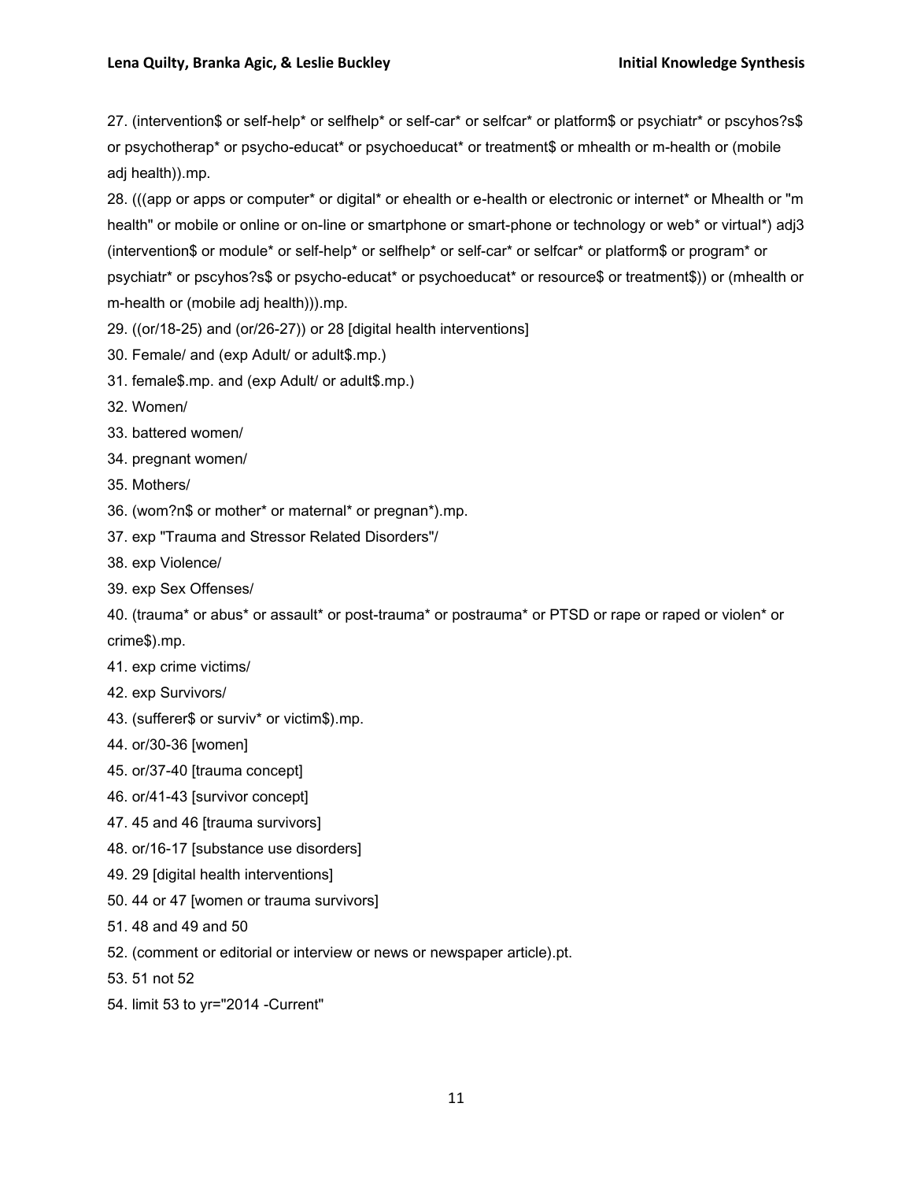27. (intervention$ or self-help* or selfhelp* or self-car* or selfcar* or platform$ or psychiatr* or pscyhos?s$ or psychotherap* or psycho-educat* or psychoeducat* or treatment$ or mhealth or m-health or (mobile adj health)).mp.

28. (((app or apps or computer* or digital* or ehealth or e-health or electronic or internet* or Mhealth or "m health" or mobile or online or on-line or smartphone or smart-phone or technology or web* or virtual*) adj3 (intervention$ or module* or self-help* or selfhelp* or self-car* or selfcar* or platform$ or program* or psychiatr* or pscyhos?s$ or psycho-educat* or psychoeducat* or resource$ or treatment$)) or (mhealth or m-health or (mobile adj health))).mp.

29. ((or/18-25) and (or/26-27)) or 28 [digital health interventions]

30. Female/ and (exp Adult/ or adult$.mp.)

31. female$.mp. and (exp Adult/ or adult$.mp.)

32. Women/

33. battered women/

34. pregnant women/

35. Mothers/

36. (wom?n$ or mother* or maternal* or pregnan*).mp.

37. exp "Trauma and Stressor Related Disorders"/

38. exp Violence/

39. exp Sex Offenses/

40. (trauma* or abus* or assault* or post-trauma* or postrauma* or PTSD or rape or raped or violen* or crime$).mp.

41. exp crime victims/

42. exp Survivors/

43. (sufferer$ or surviv* or victim$).mp.

44. or/30-36 [women]

45. or/37-40 [trauma concept]

46. or/41-43 [survivor concept]

47. 45 and 46 [trauma survivors]

48. or/16-17 [substance use disorders]

49. 29 [digital health interventions]

50. 44 or 47 [women or trauma survivors]

51. 48 and 49 and 50

52. (comment or editorial or interview or news or newspaper article).pt.

53. 51 not 52

54. limit 53 to yr="2014 -Current"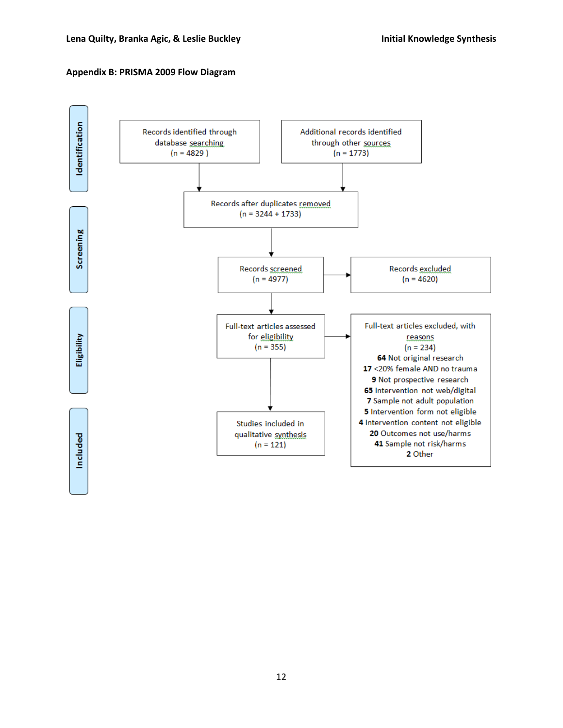## Appendix B: PRISMA 2009 Flow Diagram

**Identification**

Records identified through database searching (n = 4829 )

Additional records identified through other sources (n = 1773)

Records after duplicates removed (n = 3244 + 1733)

**Screening**

Records screened (n = 4977)

Records excluded (n = 4620)

**Eligibility**

Full-text articles assessed for eligibility (n = 355)

Full-text articles excluded, with reasons (n = 234)

- **64** Not original research
- **17** <20% female AND no trauma
- **9** Not prospective research
- **65** Intervention not web/digital
- **7** Sample not adult population
- **5** Intervention form not eligible
- **4** Intervention content not eligible
- **20** Outcomes not use/harms
- **41** Sample not risk/harms
- **2** Other

**Included**

Studies included in qualitative synthesis (n = 121)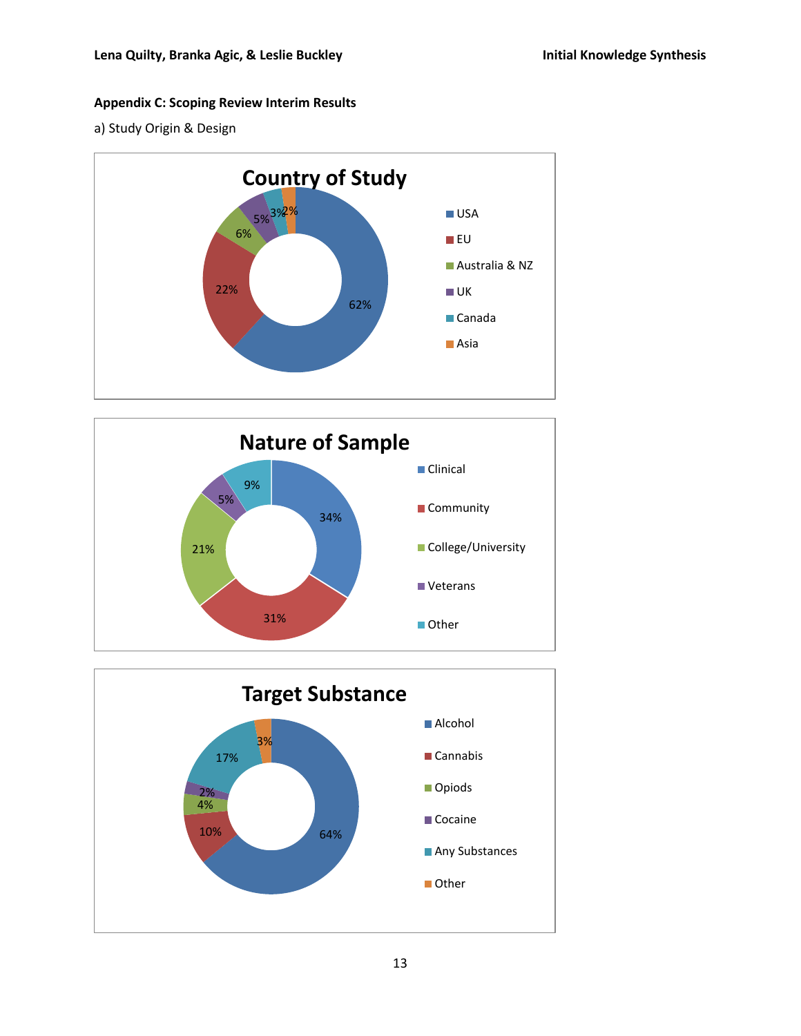## Appendix C: Scoping Review Interim Results

a) Study Origin & Design

**Country of Study**

| Country | % |
|---|---|
| USA | 62% |
| EU | 22% |
| Australia & NZ | 6% |
| UK | 5% |
| Canada | 3% |
| Asia | 2% |

**Nature of Sample**

| Sample | % |
|---|---|
| Clinical | 34% |
| Community | 31% |
| College/University | 21% |
| Veterans | 5% |
| Other | 9% |

**Target Substance**

| Substance | % |
|---|---|
| Alcohol | 64% |
| Cannabis | 10% |
| Opiods | 4% |
| Cocaine | 2% |
| Any Substances | 17% |
| Other | 3% |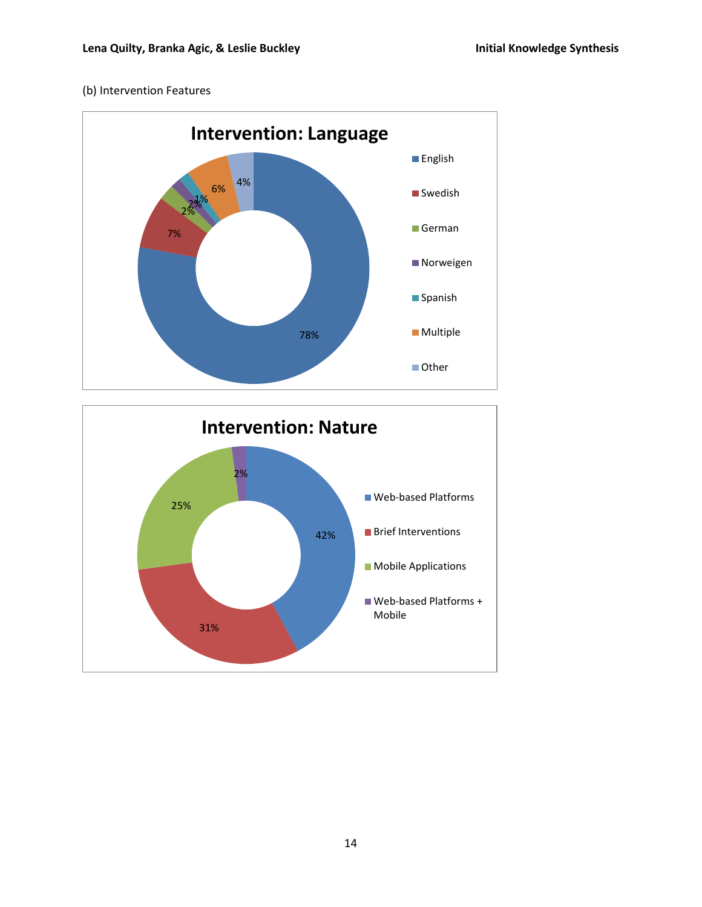(b) Intervention Features

**Intervention: Language**

| Language | Percentage |
|---|---|
| English | 78% |
| Swedish | 7% |
| German | 2% |
| Norweigen | 2% |
| Spanish | 1% |
| Multiple | 6% |
| Other | 4% |

**Intervention: Nature**

| Nature | Percentage |
|---|---|
| Web-based Platforms | 42% |
| Brief Interventions | 31% |
| Mobile Applications | 25% |
| Web-based Platforms + Mobile | 2% |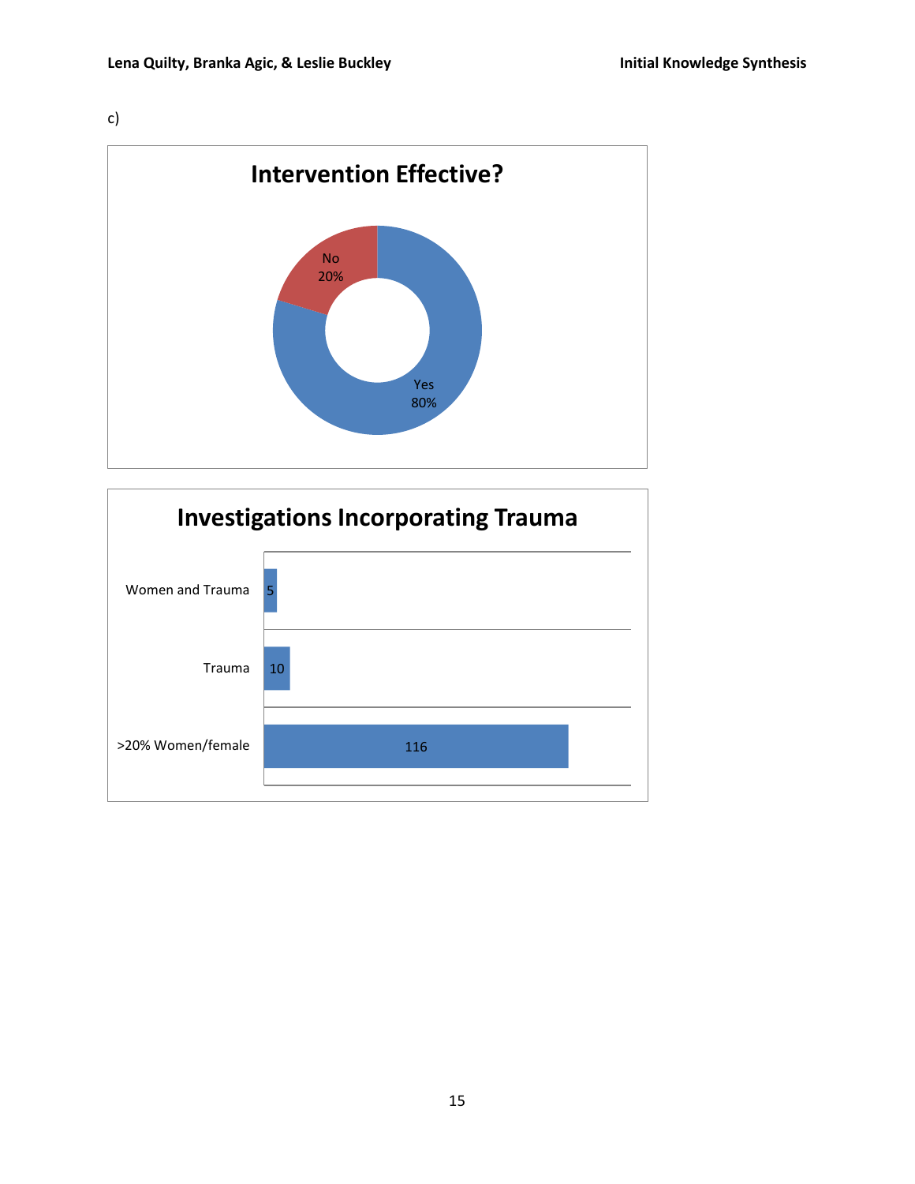c)

**Intervention Effective?**

| | |
|---|---|
| No | 20% |
| Yes | 80% |

**Investigations Incorporating Trauma**

| | |
|---|---|
| Women and Trauma | 5 |
| Trauma | 10 |
| >20% Women/female | 116 |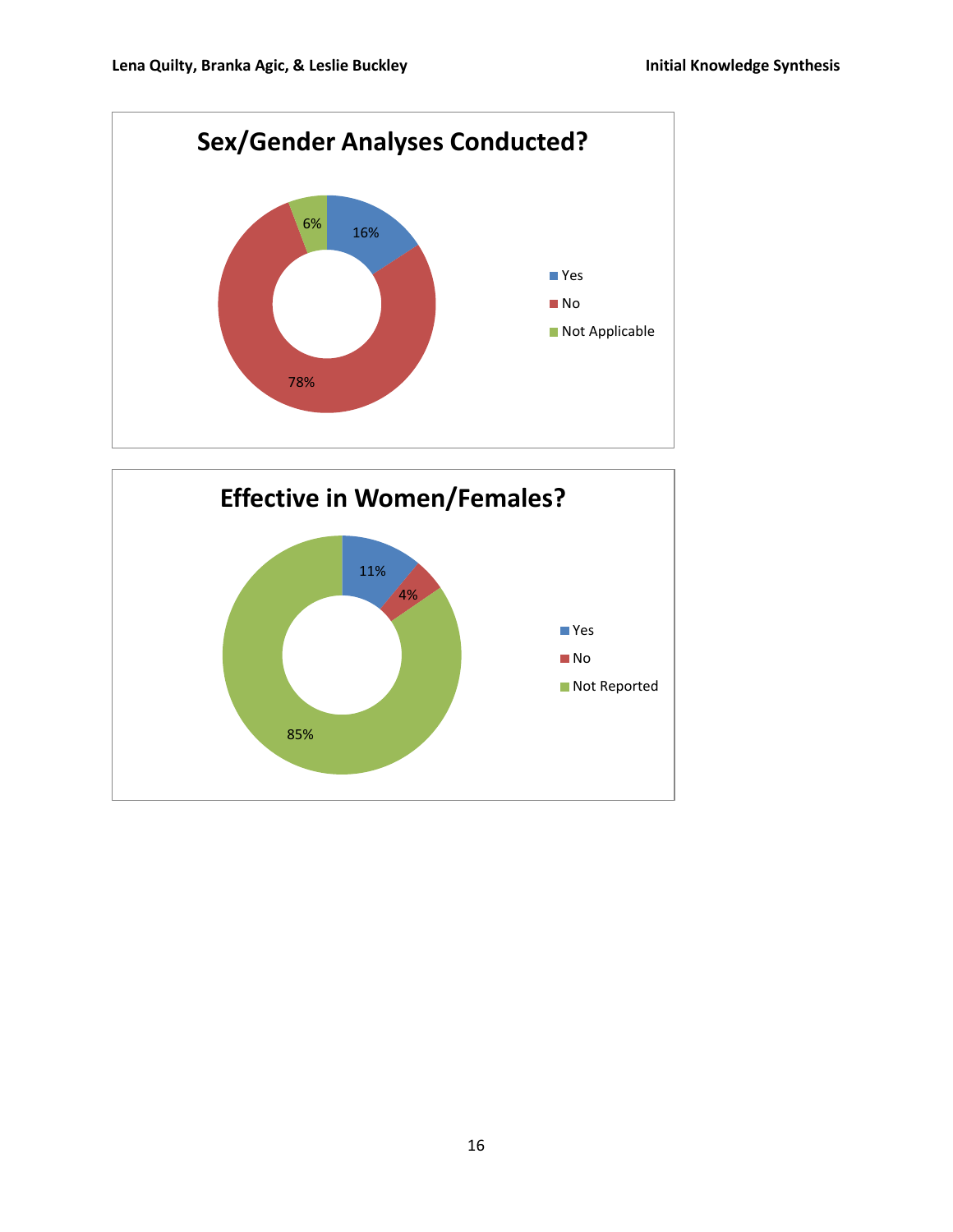**Sex/Gender Analyses Conducted?**

| Response | Percentage |
|---|---|
| Yes | 16% |
| No | 78% |
| Not Applicable | 6% |

**Effective in Women/Females?**

| Response | Percentage |
|---|---|
| Yes | 11% |
| No | 4% |
| Not Reported | 85% |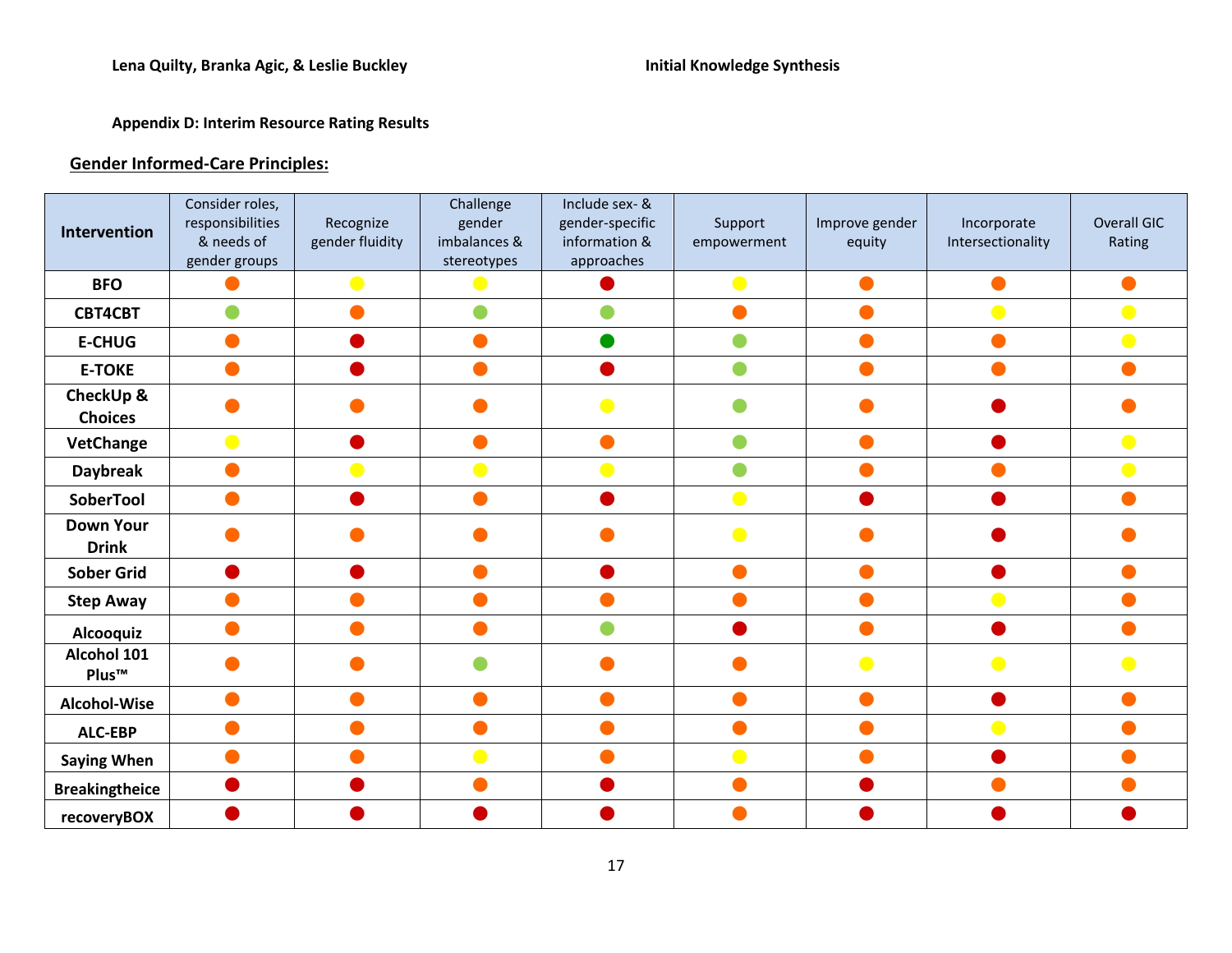### Appendix D: Interim Resource Rating Results

## Gender Informed-Care Principles:

| Intervention | Consider roles, responsibilities & needs of gender groups | Recognize gender fluidity | Challenge gender imbalances & stereotypes | Include sex- & gender-specific information & approaches | Support empowerment | Improve gender equity | Incorporate Intersectionality | Overall GIC Rating |
|---|---|---|---|---|---|---|---|---|
| **BFO** | Orange | Yellow | Yellow | Red | Yellow | Orange | Orange | Orange |
| **CBT4CBT** | Light green | Orange | Light green | Light green | Orange | Orange | Yellow | Yellow |
| **E-CHUG** | Orange | Red | Orange | Green | Light green | Orange | Orange | Yellow |
| **E-TOKE** | Orange | Red | Orange | Red | Light green | Orange | Orange | Orange |
| **CheckUp & Choices** | Orange | Orange | Orange | Yellow | Light green | Orange | Red | Orange |
| **VetChange** | Yellow | Red | Orange | Orange | Light green | Orange | Red | Yellow |
| **Daybreak** | Orange | Yellow | Yellow | Yellow | Light green | Orange | Orange | Yellow |
| **SoberTool** | Orange | Red | Orange | Red | Yellow | Red | Red | Orange |
| **Down Your Drink** | Orange | Orange | Orange | Orange | Yellow | Orange | Red | Orange |
| **Sober Grid** | Red | Red | Orange | Red | Orange | Orange | Red | Orange |
| **Step Away** | Orange | Orange | Orange | Orange | Orange | Orange | Yellow | Orange |
| **Alcooquiz** | Orange | Orange | Orange | Light green | Red | Orange | Red | Orange |
| **Alcohol 101 Plus™** | Orange | Orange | Light green | Orange | Orange | Yellow | Yellow | Yellow |
| **Alcohol-Wise** | Orange | Orange | Orange | Orange | Orange | Orange | Red | Orange |
| **ALC-EBP** | Orange | Orange | Orange | Orange | Orange | Orange | Yellow | Orange |
| **Saying When** | Orange | Orange | Yellow | Orange | Yellow | Orange | Red | Orange |
| **Breakingtheice** | Red | Red | Orange | Red | Orange | Red | Orange | Orange |
| **recoveryBOX** | Red | Red | Red | Red | Orange | Red | Red | Red |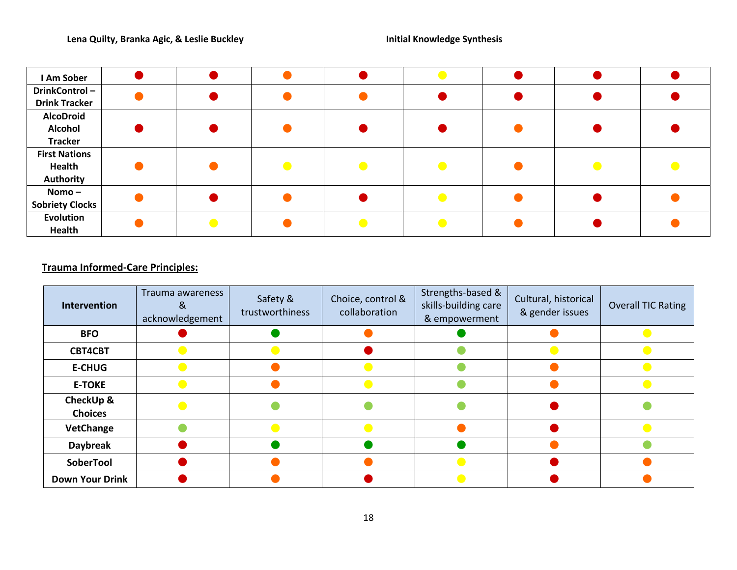| | | | | | | | | |
|---|---|---|---|---|---|---|---|---|
| **I Am Sober** | 🔴 | 🔴 | 🟠 | 🔴 | 🟡 | 🔴 | 🔴 | 🔴 |
| **DrinkControl – Drink Tracker** | 🟠 | 🔴 | 🟠 | 🟠 | 🔴 | 🔴 | 🔴 | 🔴 |
| **AlcoDroid Alcohol Tracker** | 🔴 | 🔴 | 🟠 | 🔴 | 🔴 | 🟠 | 🔴 | 🔴 |
| **First Nations Health Authority** | 🟠 | 🟠 | 🟡 | 🟡 | 🟡 | 🟠 | 🟡 | 🟡 |
| **Nomo – Sobriety Clocks** | 🟠 | 🔴 | 🟠 | 🔴 | 🟡 | 🟠 | 🔴 | 🟠 |
| **Evolution Health** | 🟠 | 🟡 | 🟠 | 🟡 | 🟡 | 🟠 | 🔴 | 🟠 |

**Trauma Informed-Care Principles:**

Dot colours are shown as emoji; 🟢 marks a light green dot and 🟩 a dark green dot.

| **Intervention** | Trauma awareness & acknowledgement | Safety & trustworthiness | Choice, control & collaboration | Strengths-based & skills-building care & empowerment | Cultural, historical & gender issues | Overall TIC Rating |
|---|---|---|---|---|---|---|
| **BFO** | 🔴 | 🟩 | 🟠 | 🟩 | 🟠 | 🟡 |
| **CBT4CBT** | 🟡 | 🟡 | 🔴 | 🟢 | 🟡 | 🟡 |
| **E-CHUG** | 🟡 | 🟠 | 🟡 | 🟢 | 🟠 | 🟡 |
| **E-TOKE** | 🟡 | 🟠 | 🟡 | 🟢 | 🟠 | 🟡 |
| **CheckUp & Choices** | 🟡 | 🟢 | 🟢 | 🟢 | 🔴 | 🟢 |
| **VetChange** | 🟢 | 🟡 | 🟡 | 🟠 | 🔴 | 🟡 |
| **Daybreak** | 🔴 | 🟩 | 🟩 | 🟩 | 🟠 | 🟢 |
| **SoberTool** | 🔴 | 🟠 | 🟠 | 🟡 | 🔴 | 🟠 |
| **Down Your Drink** | 🔴 | 🟠 | 🔴 | 🟡 | 🔴 | 🟠 |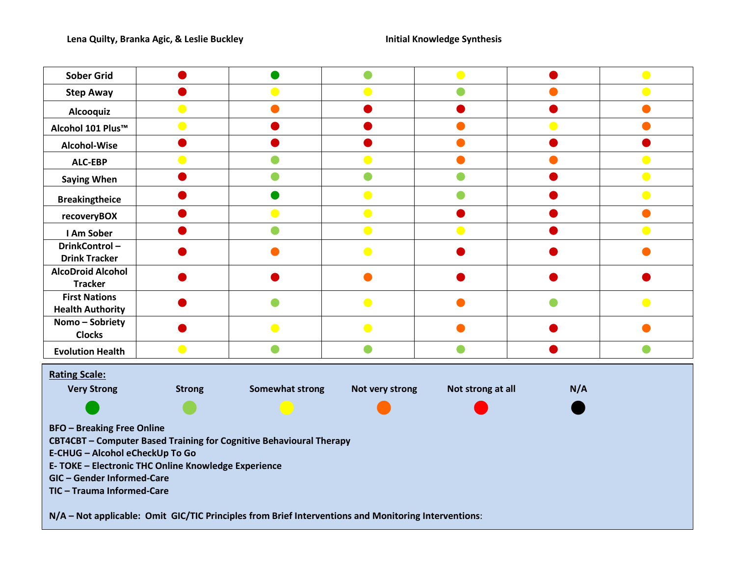| | | | | | | |
|---|---|---|---|---|---|---|
| Sober Grid | Not strong at all | Very Strong | Strong | Somewhat strong | Not strong at all | Somewhat strong |
| Step Away | Not strong at all | Somewhat strong | Somewhat strong | Strong | Not very strong | Somewhat strong |
| Alcooquiz | Somewhat strong | Not very strong | Not strong at all | Not strong at all | Not strong at all | Not very strong |
| Alcohol 101 Plus™ | Somewhat strong | Not strong at all | Not strong at all | Not very strong | Somewhat strong | Not very strong |
| Alcohol-Wise | Not strong at all | Not strong at all | Not strong at all | Not very strong | Not strong at all | Not strong at all |
| ALC-EBP | Somewhat strong | Strong | Somewhat strong | Not very strong | Not very strong | Somewhat strong |
| Saying When | Not strong at all | Strong | Strong | Strong | Not strong at all | Somewhat strong |
| Breakingtheice | Not strong at all | Very Strong | Somewhat strong | Strong | Not strong at all | Somewhat strong |
| recoveryBOX | Not strong at all | Somewhat strong | Somewhat strong | Not strong at all | Not strong at all | Not very strong |
| I Am Sober | Not strong at all | Strong | Somewhat strong | Somewhat strong | Not strong at all | Somewhat strong |
| DrinkControl – Drink Tracker | Not strong at all | Not very strong | Somewhat strong | Not strong at all | Not strong at all | Not very strong |
| AlcoDroid Alcohol Tracker | Not strong at all | Not strong at all | Not very strong | Not strong at all | Not strong at all | Not strong at all |
| First Nations Health Authority | Not strong at all | Strong | Somewhat strong | Not very strong | Strong | Somewhat strong |
| Nomo – Sobriety Clocks | Not strong at all | Somewhat strong | Somewhat strong | Not very strong | Not strong at all | Not very strong |
| Evolution Health | Somewhat strong | Strong | Strong | Strong | Not strong at all | Strong |

**Rating Scale:**

Very Strong | Strong | Somewhat strong | Not very strong | Not strong at all | N/A

**BFO – Breaking Free Online**
**CBT4CBT – Computer Based Training for Cognitive Behavioural Therapy**
**E-CHUG – Alcohol eCheckUp To Go**
**E- TOKE – Electronic THC Online Knowledge Experience**
**GIC – Gender Informed-Care**
**TIC – Trauma Informed-Care**

**N/A – Not applicable: Omit GIC/TIC Principles from Brief Interventions and Monitoring Interventions:**